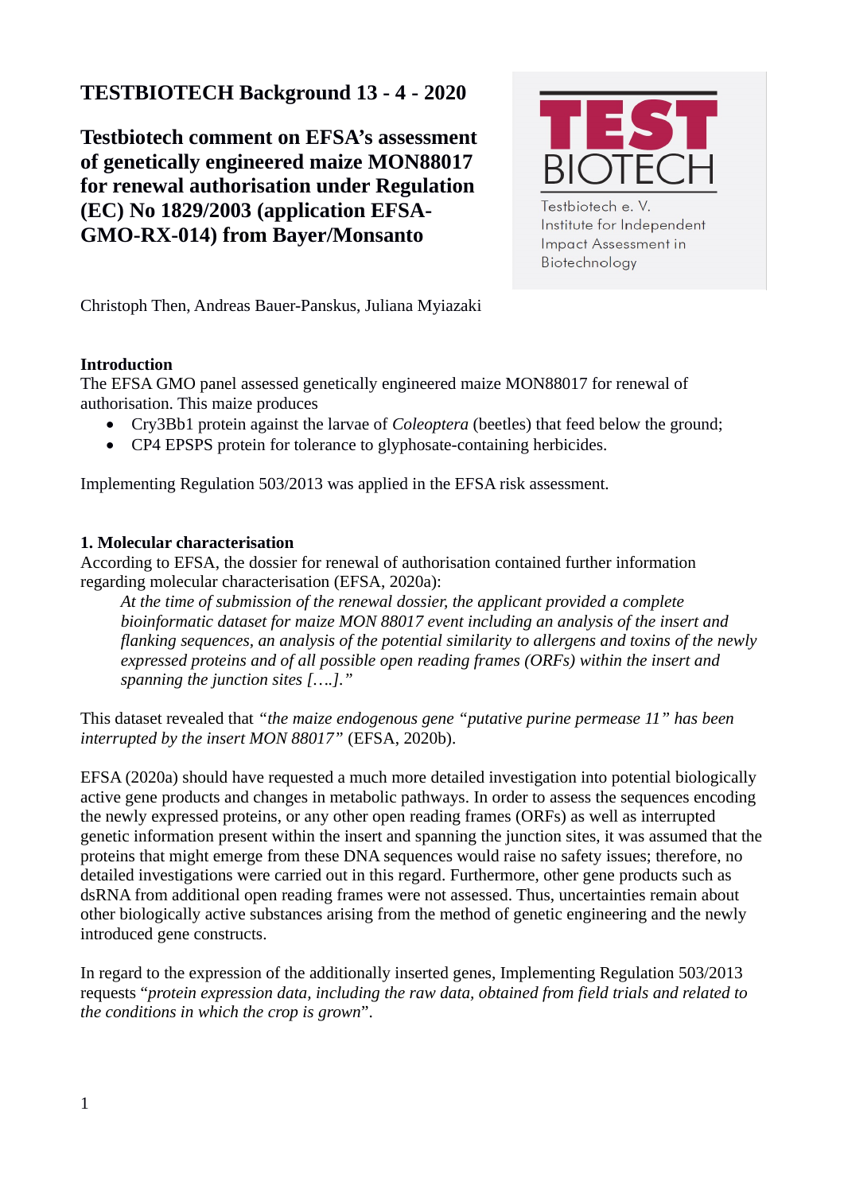**TESTBIOTECH Background 13 - 4 - 2020**

# Testbiotech comment on EFSA's assessment of genetically engineered maize MON88017 for renewal authorisation under Regulation (EC) No 1829/2003 (application EFSA-GMO-RX-014) from Bayer/Monsanto

TEST BIOTECH
Testbiotech e. V.
Institute for Independent Impact Assessment in Biotechnology

Christoph Then, Andreas Bauer-Panskus, Juliana Myiazaki

## Introduction

The EFSA GMO panel assessed genetically engineered maize MON88017 for renewal of authorisation. This maize produces

- Cry3Bb1 protein against the larvae of *Coleoptera* (beetles) that feed below the ground;
- CP4 EPSPS protein for tolerance to glyphosate-containing herbicides.

Implementing Regulation 503/2013 was applied in the EFSA risk assessment.

## 1. Molecular characterisation

According to EFSA, the dossier for renewal of authorisation contained further information regarding molecular characterisation (EFSA, 2020a):

> *At the time of submission of the renewal dossier, the applicant provided a complete bioinformatic dataset for maize MON 88017 event including an analysis of the insert and flanking sequences, an analysis of the potential similarity to allergens and toxins of the newly expressed proteins and of all possible open reading frames (ORFs) within the insert and spanning the junction sites [….]."*

This dataset revealed that *"the maize endogenous gene "putative purine permease 11" has been interrupted by the insert MON 88017"* (EFSA, 2020b).

EFSA (2020a) should have requested a much more detailed investigation into potential biologically active gene products and changes in metabolic pathways. In order to assess the sequences encoding the newly expressed proteins, or any other open reading frames (ORFs) as well as interrupted genetic information present within the insert and spanning the junction sites, it was assumed that the proteins that might emerge from these DNA sequences would raise no safety issues; therefore, no detailed investigations were carried out in this regard. Furthermore, other gene products such as dsRNA from additional open reading frames were not assessed. Thus, uncertainties remain about other biologically active substances arising from the method of genetic engineering and the newly introduced gene constructs.

In regard to the expression of the additionally inserted genes, Implementing Regulation 503/2013 requests "*protein expression data, including the raw data, obtained from field trials and related to the conditions in which the crop is grown*".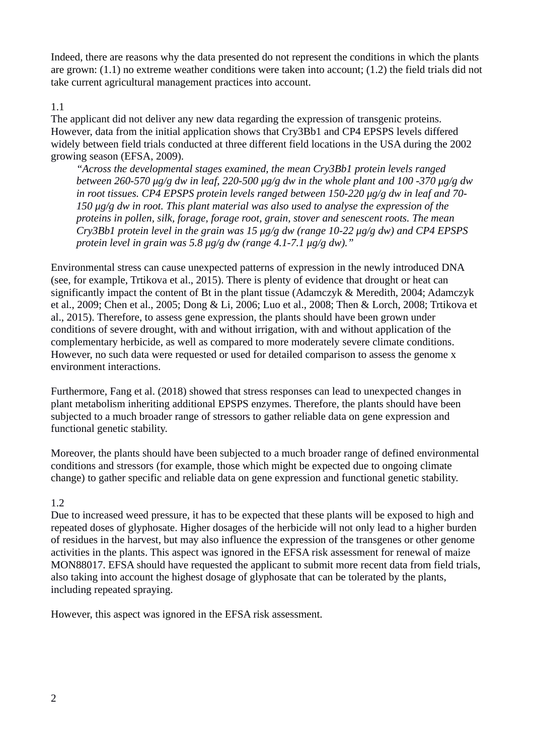Indeed, there are reasons why the data presented do not represent the conditions in which the plants are grown: (1.1) no extreme weather conditions were taken into account; (1.2) the field trials did not take current agricultural management practices into account.

1.1

The applicant did not deliver any new data regarding the expression of transgenic proteins. However, data from the initial application shows that Cry3Bb1 and CP4 EPSPS levels differed widely between field trials conducted at three different field locations in the USA during the 2002 growing season (EFSA, 2009).

> *"Across the developmental stages examined, the mean Cry3Bb1 protein levels ranged between 260-570 µg/g dw in leaf, 220-500 µg/g dw in the whole plant and 100 -370 µg/g dw in root tissues. CP4 EPSPS protein levels ranged between 150-220 µg/g dw in leaf and 70-150 µg/g dw in root. This plant material was also used to analyse the expression of the proteins in pollen, silk, forage, forage root, grain, stover and senescent roots. The mean Cry3Bb1 protein level in the grain was 15 µg/g dw (range 10-22 µg/g dw) and CP4 EPSPS protein level in grain was 5.8 µg/g dw (range 4.1-7.1 µg/g dw)."*

Environmental stress can cause unexpected patterns of expression in the newly introduced DNA (see, for example, Trtikova et al., 2015). There is plenty of evidence that drought or heat can significantly impact the content of Bt in the plant tissue (Adamczyk & Meredith, 2004; Adamczyk et al., 2009; Chen et al., 2005; Dong & Li, 2006; Luo et al., 2008; Then & Lorch, 2008; Trtikova et al., 2015). Therefore, to assess gene expression, the plants should have been grown under conditions of severe drought, with and without irrigation, with and without application of the complementary herbicide, as well as compared to more moderately severe climate conditions. However, no such data were requested or used for detailed comparison to assess the genome x environment interactions.

Furthermore, Fang et al. (2018) showed that stress responses can lead to unexpected changes in plant metabolism inheriting additional EPSPS enzymes. Therefore, the plants should have been subjected to a much broader range of stressors to gather reliable data on gene expression and functional genetic stability.

Moreover, the plants should have been subjected to a much broader range of defined environmental conditions and stressors (for example, those which might be expected due to ongoing climate change) to gather specific and reliable data on gene expression and functional genetic stability.

1.2

Due to increased weed pressure, it has to be expected that these plants will be exposed to high and repeated doses of glyphosate. Higher dosages of the herbicide will not only lead to a higher burden of residues in the harvest, but may also influence the expression of the transgenes or other genome activities in the plants. This aspect was ignored in the EFSA risk assessment for renewal of maize MON88017. EFSA should have requested the applicant to submit more recent data from field trials, also taking into account the highest dosage of glyphosate that can be tolerated by the plants, including repeated spraying.

However, this aspect was ignored in the EFSA risk assessment.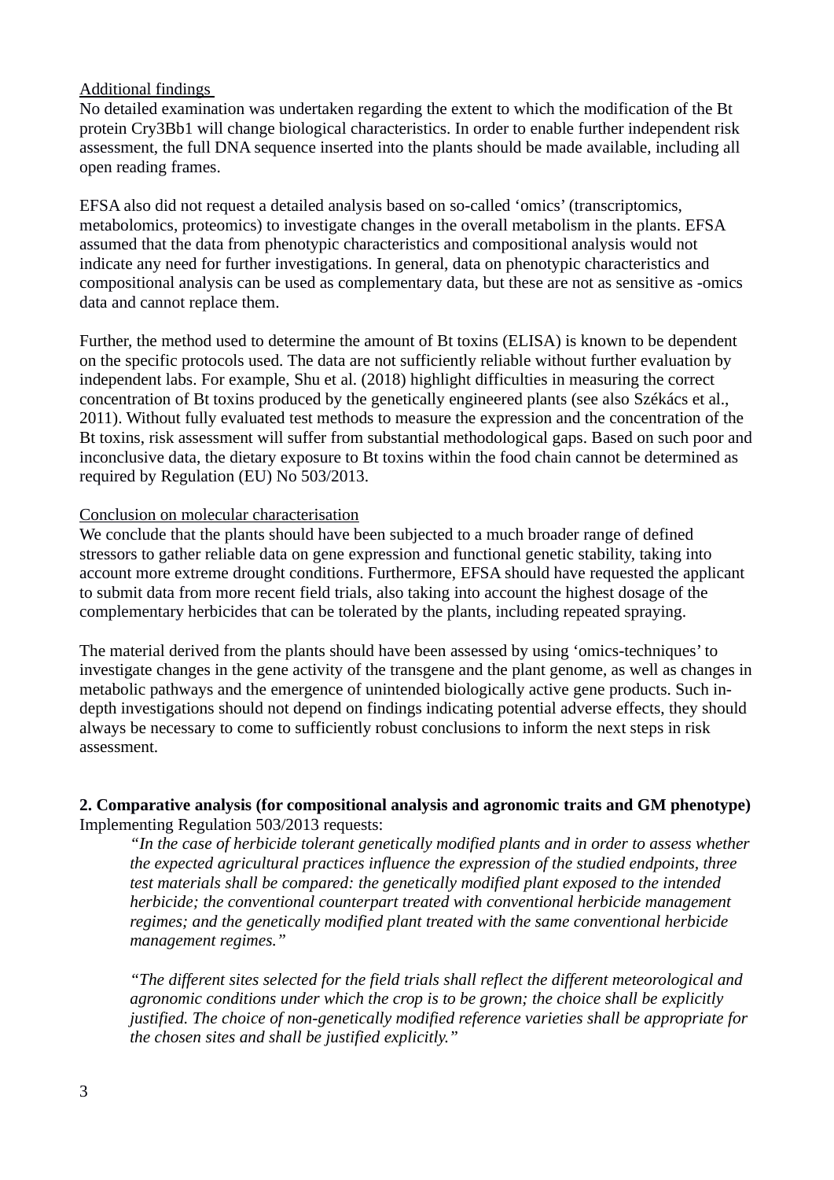Additional findings

No detailed examination was undertaken regarding the extent to which the modification of the Bt protein Cry3Bb1 will change biological characteristics. In order to enable further independent risk assessment, the full DNA sequence inserted into the plants should be made available, including all open reading frames.

EFSA also did not request a detailed analysis based on so-called 'omics' (transcriptomics, metabolomics, proteomics) to investigate changes in the overall metabolism in the plants. EFSA assumed that the data from phenotypic characteristics and compositional analysis would not indicate any need for further investigations. In general, data on phenotypic characteristics and compositional analysis can be used as complementary data, but these are not as sensitive as -omics data and cannot replace them.

Further, the method used to determine the amount of Bt toxins (ELISA) is known to be dependent on the specific protocols used. The data are not sufficiently reliable without further evaluation by independent labs. For example, Shu et al. (2018) highlight difficulties in measuring the correct concentration of Bt toxins produced by the genetically engineered plants (see also Székács et al., 2011). Without fully evaluated test methods to measure the expression and the concentration of the Bt toxins, risk assessment will suffer from substantial methodological gaps. Based on such poor and inconclusive data, the dietary exposure to Bt toxins within the food chain cannot be determined as required by Regulation (EU) No 503/2013.

Conclusion on molecular characterisation

We conclude that the plants should have been subjected to a much broader range of defined stressors to gather reliable data on gene expression and functional genetic stability, taking into account more extreme drought conditions. Furthermore, EFSA should have requested the applicant to submit data from more recent field trials, also taking into account the highest dosage of the complementary herbicides that can be tolerated by the plants, including repeated spraying.

The material derived from the plants should have been assessed by using 'omics-techniques' to investigate changes in the gene activity of the transgene and the plant genome, as well as changes in metabolic pathways and the emergence of unintended biologically active gene products. Such in-depth investigations should not depend on findings indicating potential adverse effects, they should always be necessary to come to sufficiently robust conclusions to inform the next steps in risk assessment.

## 2. Comparative analysis (for compositional analysis and agronomic traits and GM phenotype)

Implementing Regulation 503/2013 requests:

> *"In the case of herbicide tolerant genetically modified plants and in order to assess whether the expected agricultural practices influence the expression of the studied endpoints, three test materials shall be compared: the genetically modified plant exposed to the intended herbicide; the conventional counterpart treated with conventional herbicide management regimes; and the genetically modified plant treated with the same conventional herbicide management regimes."*
>
> *"The different sites selected for the field trials shall reflect the different meteorological and agronomic conditions under which the crop is to be grown; the choice shall be explicitly justified. The choice of non-genetically modified reference varieties shall be appropriate for the chosen sites and shall be justified explicitly."*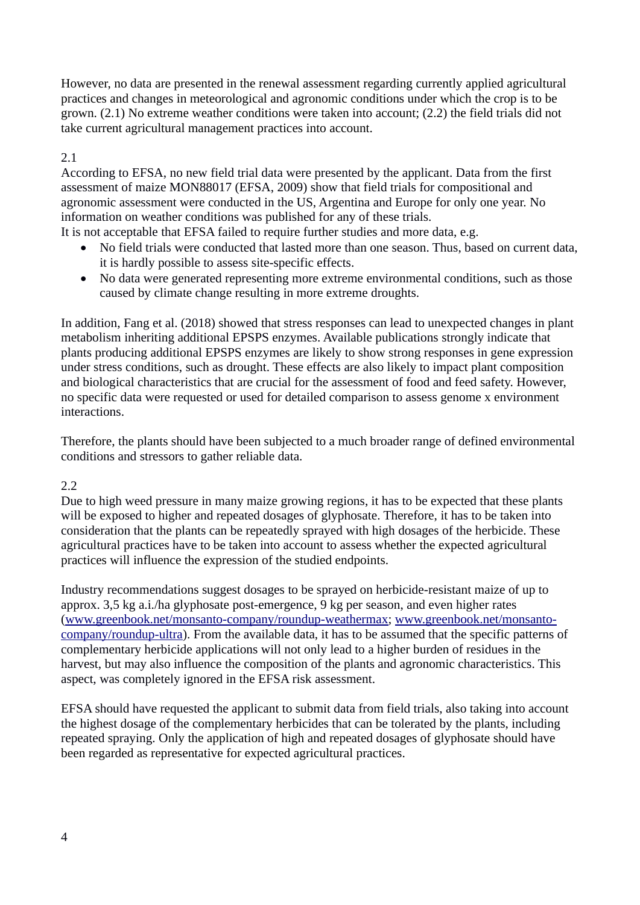However, no data are presented in the renewal assessment regarding currently applied agricultural practices and changes in meteorological and agronomic conditions under which the crop is to be grown. (2.1) No extreme weather conditions were taken into account; (2.2) the field trials did not take current agricultural management practices into account.

2.1

According to EFSA, no new field trial data were presented by the applicant. Data from the first assessment of maize MON88017 (EFSA, 2009) show that field trials for compositional and agronomic assessment were conducted in the US, Argentina and Europe for only one year. No information on weather conditions was published for any of these trials.

It is not acceptable that EFSA failed to require further studies and more data, e.g.

- No field trials were conducted that lasted more than one season. Thus, based on current data, it is hardly possible to assess site-specific effects.
- No data were generated representing more extreme environmental conditions, such as those caused by climate change resulting in more extreme droughts.

In addition, Fang et al. (2018) showed that stress responses can lead to unexpected changes in plant metabolism inheriting additional EPSPS enzymes. Available publications strongly indicate that plants producing additional EPSPS enzymes are likely to show strong responses in gene expression under stress conditions, such as drought. These effects are also likely to impact plant composition and biological characteristics that are crucial for the assessment of food and feed safety. However, no specific data were requested or used for detailed comparison to assess genome x environment interactions.

Therefore, the plants should have been subjected to a much broader range of defined environmental conditions and stressors to gather reliable data.

2.2

Due to high weed pressure in many maize growing regions, it has to be expected that these plants will be exposed to higher and repeated dosages of glyphosate. Therefore, it has to be taken into consideration that the plants can be repeatedly sprayed with high dosages of the herbicide. These agricultural practices have to be taken into account to assess whether the expected agricultural practices will influence the expression of the studied endpoints.

Industry recommendations suggest dosages to be sprayed on herbicide-resistant maize of up to approx. 3,5 kg a.i./ha glyphosate post-emergence, 9 kg per season, and even higher rates (www.greenbook.net/monsanto-company/roundup-weathermax; www.greenbook.net/monsanto-company/roundup-ultra). From the available data, it has to be assumed that the specific patterns of complementary herbicide applications will not only lead to a higher burden of residues in the harvest, but may also influence the composition of the plants and agronomic characteristics. This aspect, was completely ignored in the EFSA risk assessment.

EFSA should have requested the applicant to submit data from field trials, also taking into account the highest dosage of the complementary herbicides that can be tolerated by the plants, including repeated spraying. Only the application of high and repeated dosages of glyphosate should have been regarded as representative for expected agricultural practices.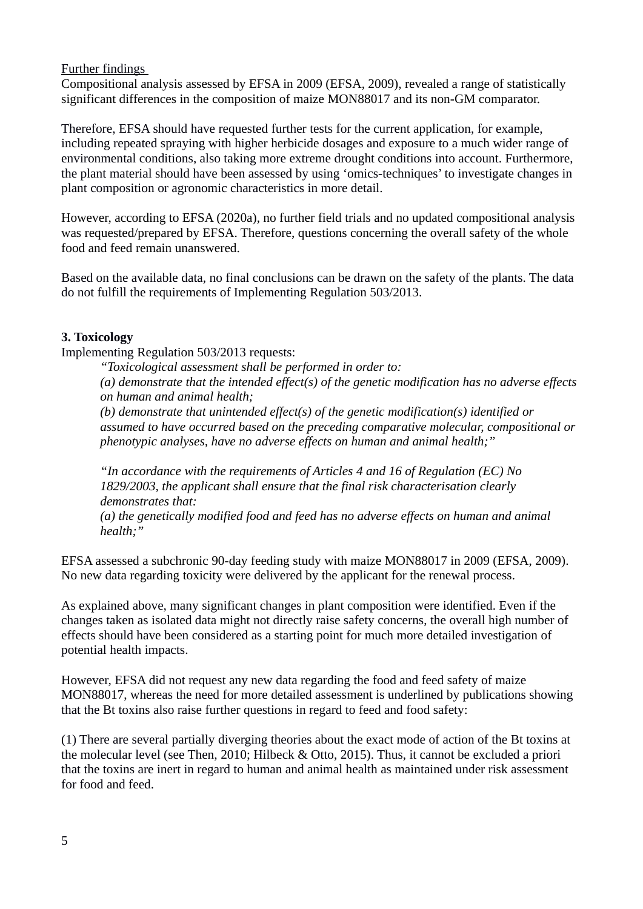Further findings

Compositional analysis assessed by EFSA in 2009 (EFSA, 2009), revealed a range of statistically significant differences in the composition of maize MON88017 and its non-GM comparator.

Therefore, EFSA should have requested further tests for the current application, for example, including repeated spraying with higher herbicide dosages and exposure to a much wider range of environmental conditions, also taking more extreme drought conditions into account. Furthermore, the plant material should have been assessed by using 'omics-techniques' to investigate changes in plant composition or agronomic characteristics in more detail.

However, according to EFSA (2020a), no further field trials and no updated compositional analysis was requested/prepared by EFSA. Therefore, questions concerning the overall safety of the whole food and feed remain unanswered.

Based on the available data, no final conclusions can be drawn on the safety of the plants. The data do not fulfill the requirements of Implementing Regulation 503/2013.

**3. Toxicology**

Implementing Regulation 503/2013 requests:

> *"Toxicological assessment shall be performed in order to:*
> *(a) demonstrate that the intended effect(s) of the genetic modification has no adverse effects on human and animal health;*
> *(b) demonstrate that unintended effect(s) of the genetic modification(s) identified or assumed to have occurred based on the preceding comparative molecular, compositional or phenotypic analyses, have no adverse effects on human and animal health;"*
>
> *"In accordance with the requirements of Articles 4 and 16 of Regulation (EC) No 1829/2003, the applicant shall ensure that the final risk characterisation clearly demonstrates that:*
> *(a) the genetically modified food and feed has no adverse effects on human and animal health;"*

EFSA assessed a subchronic 90-day feeding study with maize MON88017 in 2009 (EFSA, 2009). No new data regarding toxicity were delivered by the applicant for the renewal process.

As explained above, many significant changes in plant composition were identified. Even if the changes taken as isolated data might not directly raise safety concerns, the overall high number of effects should have been considered as a starting point for much more detailed investigation of potential health impacts.

However, EFSA did not request any new data regarding the food and feed safety of maize MON88017, whereas the need for more detailed assessment is underlined by publications showing that the Bt toxins also raise further questions in regard to feed and food safety:

(1) There are several partially diverging theories about the exact mode of action of the Bt toxins at the molecular level (see Then, 2010; Hilbeck & Otto, 2015). Thus, it cannot be excluded a priori that the toxins are inert in regard to human and animal health as maintained under risk assessment for food and feed.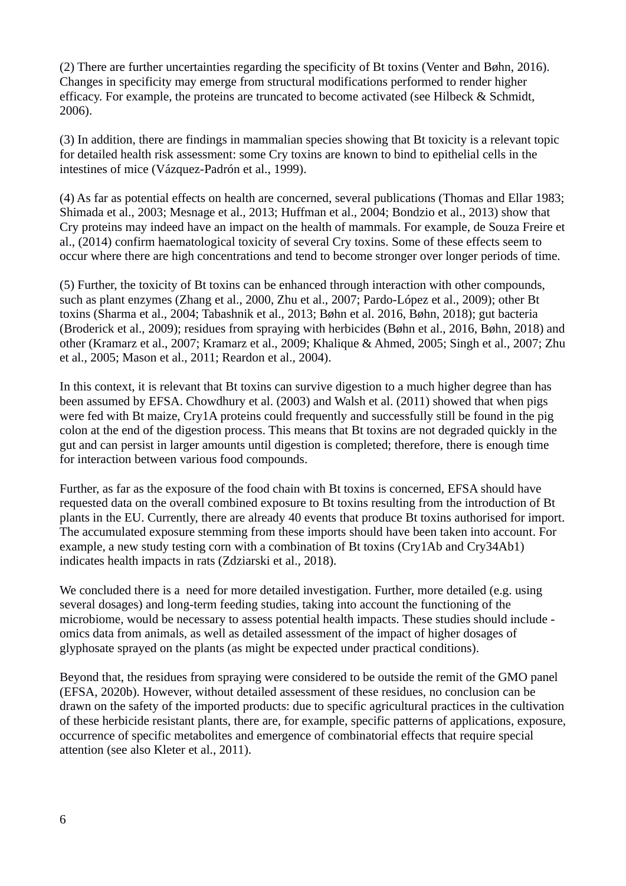(2) There are further uncertainties regarding the specificity of Bt toxins (Venter and Bøhn, 2016). Changes in specificity may emerge from structural modifications performed to render higher efficacy. For example, the proteins are truncated to become activated (see Hilbeck & Schmidt, 2006).

(3) In addition, there are findings in mammalian species showing that Bt toxicity is a relevant topic for detailed health risk assessment: some Cry toxins are known to bind to epithelial cells in the intestines of mice (Vázquez-Padrón et al., 1999).

(4) As far as potential effects on health are concerned, several publications (Thomas and Ellar 1983; Shimada et al., 2003; Mesnage et al., 2013; Huffman et al., 2004; Bondzio et al., 2013) show that Cry proteins may indeed have an impact on the health of mammals. For example, de Souza Freire et al., (2014) confirm haematological toxicity of several Cry toxins. Some of these effects seem to occur where there are high concentrations and tend to become stronger over longer periods of time.

(5) Further, the toxicity of Bt toxins can be enhanced through interaction with other compounds, such as plant enzymes (Zhang et al., 2000, Zhu et al., 2007; Pardo-López et al., 2009); other Bt toxins (Sharma et al., 2004; Tabashnik et al., 2013; Bøhn et al. 2016, Bøhn, 2018); gut bacteria (Broderick et al., 2009); residues from spraying with herbicides (Bøhn et al., 2016, Bøhn, 2018) and other (Kramarz et al., 2007; Kramarz et al., 2009; Khalique & Ahmed, 2005; Singh et al., 2007; Zhu et al., 2005; Mason et al., 2011; Reardon et al., 2004).

In this context, it is relevant that Bt toxins can survive digestion to a much higher degree than has been assumed by EFSA. Chowdhury et al. (2003) and Walsh et al. (2011) showed that when pigs were fed with Bt maize, Cry1A proteins could frequently and successfully still be found in the pig colon at the end of the digestion process. This means that Bt toxins are not degraded quickly in the gut and can persist in larger amounts until digestion is completed; therefore, there is enough time for interaction between various food compounds.

Further, as far as the exposure of the food chain with Bt toxins is concerned, EFSA should have requested data on the overall combined exposure to Bt toxins resulting from the introduction of Bt plants in the EU. Currently, there are already 40 events that produce Bt toxins authorised for import. The accumulated exposure stemming from these imports should have been taken into account. For example, a new study testing corn with a combination of Bt toxins (Cry1Ab and Cry34Ab1) indicates health impacts in rats (Zdziarski et al., 2018).

We concluded there is a need for more detailed investigation. Further, more detailed (e.g. using several dosages) and long-term feeding studies, taking into account the functioning of the microbiome, would be necessary to assess potential health impacts. These studies should include -omics data from animals, as well as detailed assessment of the impact of higher dosages of glyphosate sprayed on the plants (as might be expected under practical conditions).

Beyond that, the residues from spraying were considered to be outside the remit of the GMO panel (EFSA, 2020b). However, without detailed assessment of these residues, no conclusion can be drawn on the safety of the imported products: due to specific agricultural practices in the cultivation of these herbicide resistant plants, there are, for example, specific patterns of applications, exposure, occurrence of specific metabolites and emergence of combinatorial effects that require special attention (see also Kleter et al., 2011).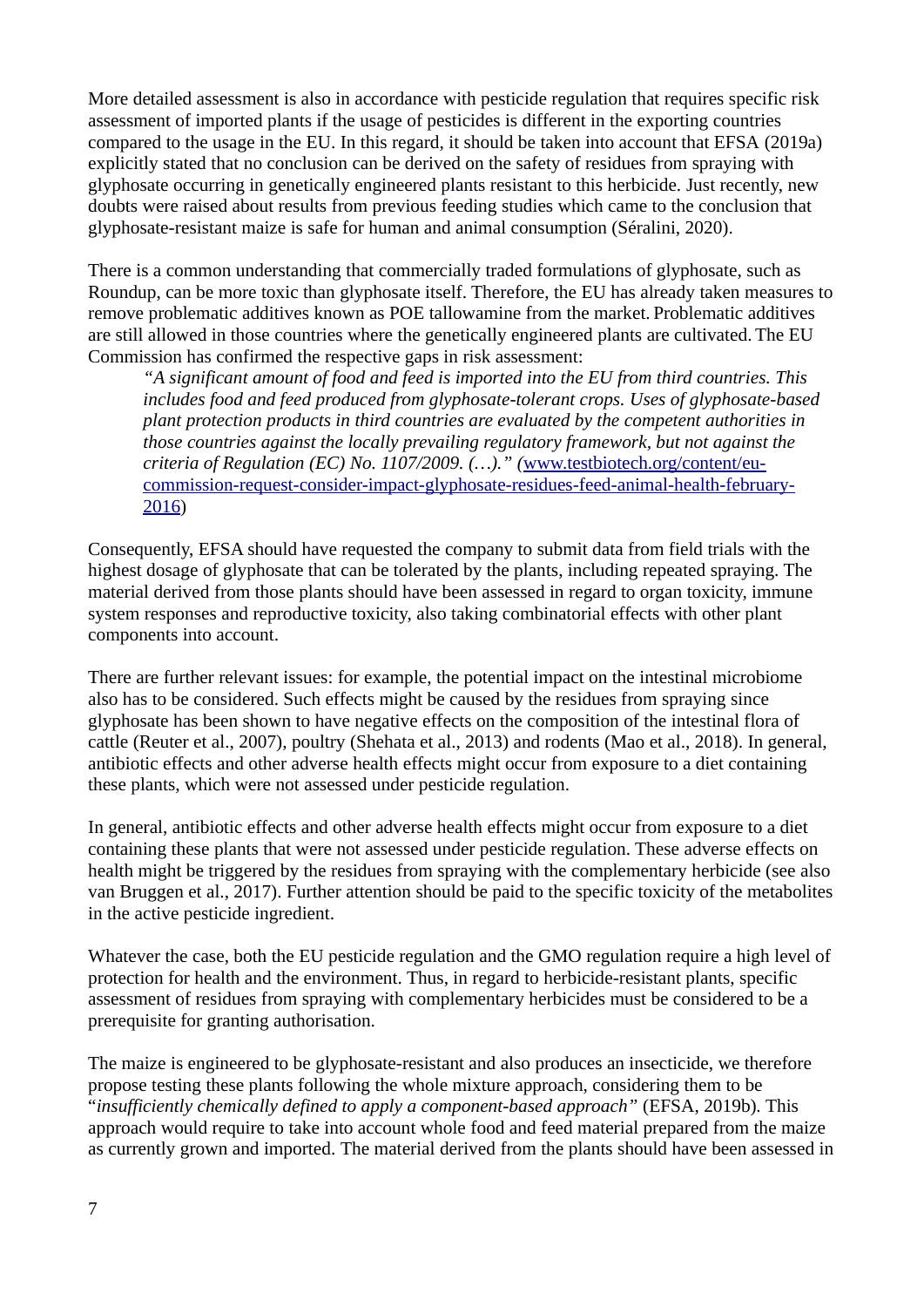More detailed assessment is also in accordance with pesticide regulation that requires specific risk assessment of imported plants if the usage of pesticides is different in the exporting countries compared to the usage in the EU. In this regard, it should be taken into account that EFSA (2019a) explicitly stated that no conclusion can be derived on the safety of residues from spraying with glyphosate occurring in genetically engineered plants resistant to this herbicide. Just recently, new doubts were raised about results from previous feeding studies which came to the conclusion that glyphosate-resistant maize is safe for human and animal consumption (Séralini, 2020).

There is a common understanding that commercially traded formulations of glyphosate, such as Roundup, can be more toxic than glyphosate itself. Therefore, the EU has already taken measures to remove problematic additives known as POE tallowamine from the market. Problematic additives are still allowed in those countries where the genetically engineered plants are cultivated. The EU Commission has confirmed the respective gaps in risk assessment:

> *"A significant amount of food and feed is imported into the EU from third countries. This includes food and feed produced from glyphosate-tolerant crops. Uses of glyphosate-based plant protection products in third countries are evaluated by the competent authorities in those countries against the locally prevailing regulatory framework, but not against the criteria of Regulation (EC) No. 1107/2009. (…)." (*[www.testbiotech.org/content/eu-commission-request-consider-impact-glyphosate-residues-feed-animal-health-february-2016](www.testbiotech.org/content/eu-commission-request-consider-impact-glyphosate-residues-feed-animal-health-february-2016))

Consequently, EFSA should have requested the company to submit data from field trials with the highest dosage of glyphosate that can be tolerated by the plants, including repeated spraying. The material derived from those plants should have been assessed in regard to organ toxicity, immune system responses and reproductive toxicity, also taking combinatorial effects with other plant components into account.

There are further relevant issues: for example, the potential impact on the intestinal microbiome also has to be considered. Such effects might be caused by the residues from spraying since glyphosate has been shown to have negative effects on the composition of the intestinal flora of cattle (Reuter et al., 2007), poultry (Shehata et al., 2013) and rodents (Mao et al., 2018). In general, antibiotic effects and other adverse health effects might occur from exposure to a diet containing these plants, which were not assessed under pesticide regulation.

In general, antibiotic effects and other adverse health effects might occur from exposure to a diet containing these plants that were not assessed under pesticide regulation. These adverse effects on health might be triggered by the residues from spraying with the complementary herbicide (see also van Bruggen et al., 2017). Further attention should be paid to the specific toxicity of the metabolites in the active pesticide ingredient.

Whatever the case, both the EU pesticide regulation and the GMO regulation require a high level of protection for health and the environment. Thus, in regard to herbicide-resistant plants, specific assessment of residues from spraying with complementary herbicides must be considered to be a prerequisite for granting authorisation.

The maize is engineered to be glyphosate-resistant and also produces an insecticide, we therefore propose testing these plants following the whole mixture approach, considering them to be "*insufficiently chemically defined to apply a component-based approach*" (EFSA, 2019b). This approach would require to take into account whole food and feed material prepared from the maize as currently grown and imported. The material derived from the plants should have been assessed in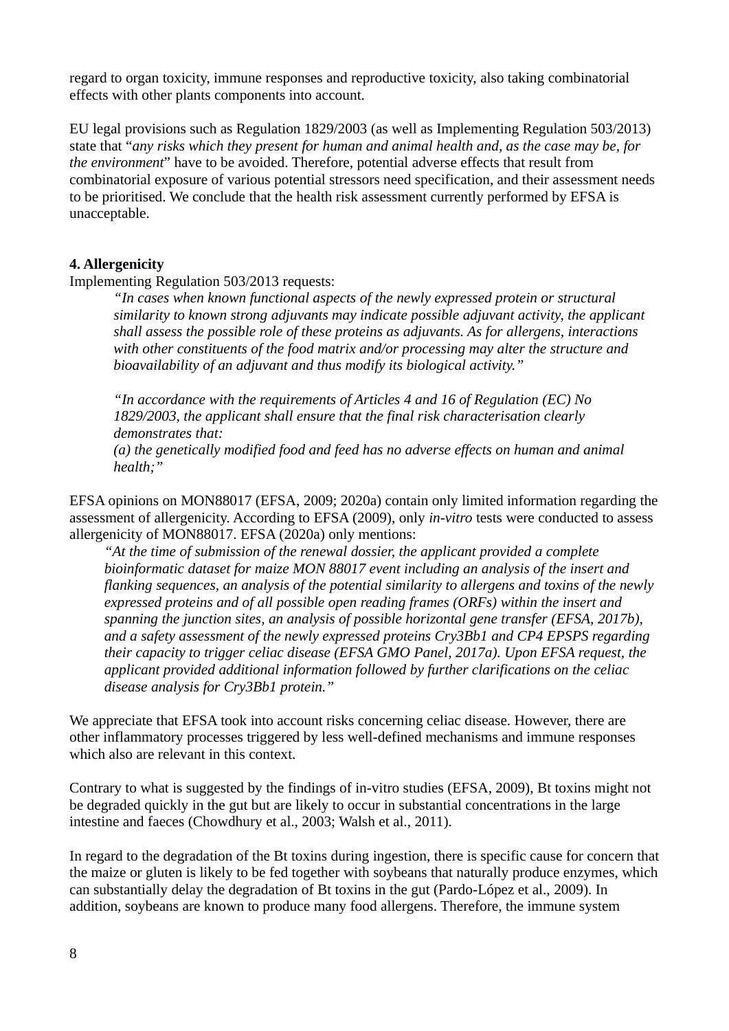regard to organ toxicity, immune responses and reproductive toxicity, also taking combinatorial effects with other plants components into account.

EU legal provisions such as Regulation 1829/2003 (as well as Implementing Regulation 503/2013) state that "*any risks which they present for human and animal health and, as the case may be, for the environment*" have to be avoided. Therefore, potential adverse effects that result from combinatorial exposure of various potential stressors need specification, and their assessment needs to be prioritised. We conclude that the health risk assessment currently performed by EFSA is unacceptable.

**4. Allergenicity**

Implementing Regulation 503/2013 requests:

> *"In cases when known functional aspects of the newly expressed protein or structural similarity to known strong adjuvants may indicate possible adjuvant activity, the applicant shall assess the possible role of these proteins as adjuvants. As for allergens, interactions with other constituents of the food matrix and/or processing may alter the structure and bioavailability of an adjuvant and thus modify its biological activity."*
>
> *"In accordance with the requirements of Articles 4 and 16 of Regulation (EC) No 1829/2003, the applicant shall ensure that the final risk characterisation clearly demonstrates that:*
> *(a) the genetically modified food and feed has no adverse effects on human and animal health;"*

EFSA opinions on MON88017 (EFSA, 2009; 2020a) contain only limited information regarding the assessment of allergenicity. According to EFSA (2009), only *in-vitro* tests were conducted to assess allergenicity of MON88017. EFSA (2020a) only mentions:

> *"At the time of submission of the renewal dossier, the applicant provided a complete bioinformatic dataset for maize MON 88017 event including an analysis of the insert and flanking sequences, an analysis of the potential similarity to allergens and toxins of the newly expressed proteins and of all possible open reading frames (ORFs) within the insert and spanning the junction sites, an analysis of possible horizontal gene transfer (EFSA, 2017b), and a safety assessment of the newly expressed proteins Cry3Bb1 and CP4 EPSPS regarding their capacity to trigger celiac disease (EFSA GMO Panel, 2017a). Upon EFSA request, the applicant provided additional information followed by further clarifications on the celiac disease analysis for Cry3Bb1 protein."*

We appreciate that EFSA took into account risks concerning celiac disease. However, there are other inflammatory processes triggered by less well-defined mechanisms and immune responses which also are relevant in this context.

Contrary to what is suggested by the findings of in-vitro studies (EFSA, 2009), Bt toxins might not be degraded quickly in the gut but are likely to occur in substantial concentrations in the large intestine and faeces (Chowdhury et al., 2003; Walsh et al., 2011).

In regard to the degradation of the Bt toxins during ingestion, there is specific cause for concern that the maize or gluten is likely to be fed together with soybeans that naturally produce enzymes, which can substantially delay the degradation of Bt toxins in the gut (Pardo-López et al., 2009). In addition, soybeans are known to produce many food allergens. Therefore, the immune system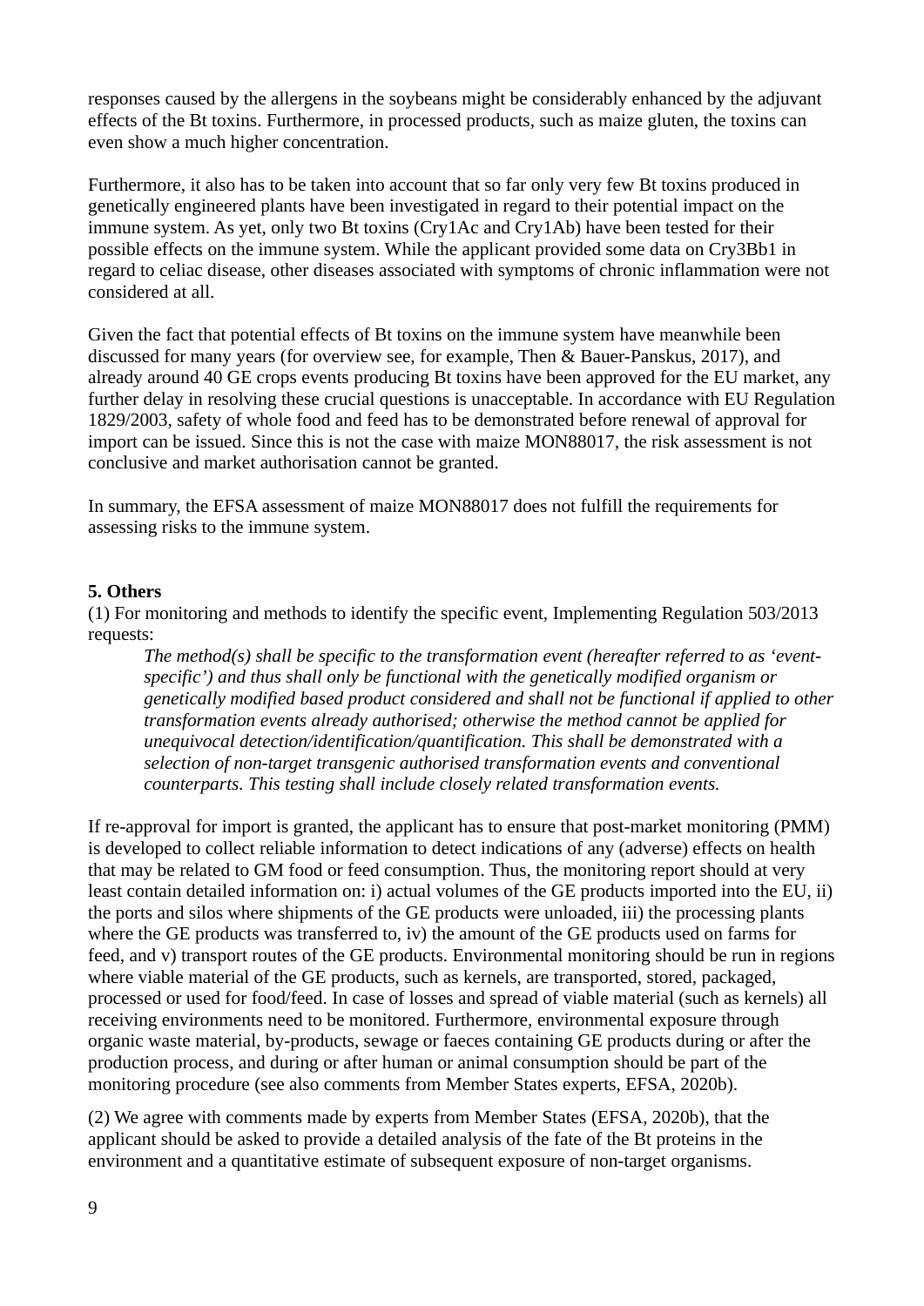responses caused by the allergens in the soybeans might be considerably enhanced by the adjuvant effects of the Bt toxins. Furthermore, in processed products, such as maize gluten, the toxins can even show a much higher concentration.

Furthermore, it also has to be taken into account that so far only very few Bt toxins produced in genetically engineered plants have been investigated in regard to their potential impact on the immune system. As yet, only two Bt toxins (Cry1Ac and Cry1Ab) have been tested for their possible effects on the immune system. While the applicant provided some data on Cry3Bb1 in regard to celiac disease, other diseases associated with symptoms of chronic inflammation were not considered at all.

Given the fact that potential effects of Bt toxins on the immune system have meanwhile been discussed for many years (for overview see, for example, Then & Bauer-Panskus, 2017), and already around 40 GE crops events producing Bt toxins have been approved for the EU market, any further delay in resolving these crucial questions is unacceptable. In accordance with EU Regulation 1829/2003, safety of whole food and feed has to be demonstrated before renewal of approval for import can be issued. Since this is not the case with maize MON88017, the risk assessment is not conclusive and market authorisation cannot be granted.

In summary, the EFSA assessment of maize MON88017 does not fulfill the requirements for assessing risks to the immune system.

**5. Others**

(1) For monitoring and methods to identify the specific event, Implementing Regulation 503/2013 requests:

> *The method(s) shall be specific to the transformation event (hereafter referred to as 'event-specific') and thus shall only be functional with the genetically modified organism or genetically modified based product considered and shall not be functional if applied to other transformation events already authorised; otherwise the method cannot be applied for unequivocal detection/identification/quantification. This shall be demonstrated with a selection of non-target transgenic authorised transformation events and conventional counterparts. This testing shall include closely related transformation events.*

If re-approval for import is granted, the applicant has to ensure that post-market monitoring (PMM) is developed to collect reliable information to detect indications of any (adverse) effects on health that may be related to GM food or feed consumption. Thus, the monitoring report should at very least contain detailed information on: i) actual volumes of the GE products imported into the EU, ii) the ports and silos where shipments of the GE products were unloaded, iii) the processing plants where the GE products was transferred to, iv) the amount of the GE products used on farms for feed, and v) transport routes of the GE products. Environmental monitoring should be run in regions where viable material of the GE products, such as kernels, are transported, stored, packaged, processed or used for food/feed. In case of losses and spread of viable material (such as kernels) all receiving environments need to be monitored. Furthermore, environmental exposure through organic waste material, by-products, sewage or faeces containing GE products during or after the production process, and during or after human or animal consumption should be part of the monitoring procedure (see also comments from Member States experts, EFSA, 2020b).

(2) We agree with comments made by experts from Member States (EFSA, 2020b), that the applicant should be asked to provide a detailed analysis of the fate of the Bt proteins in the environment and a quantitative estimate of subsequent exposure of non-target organisms.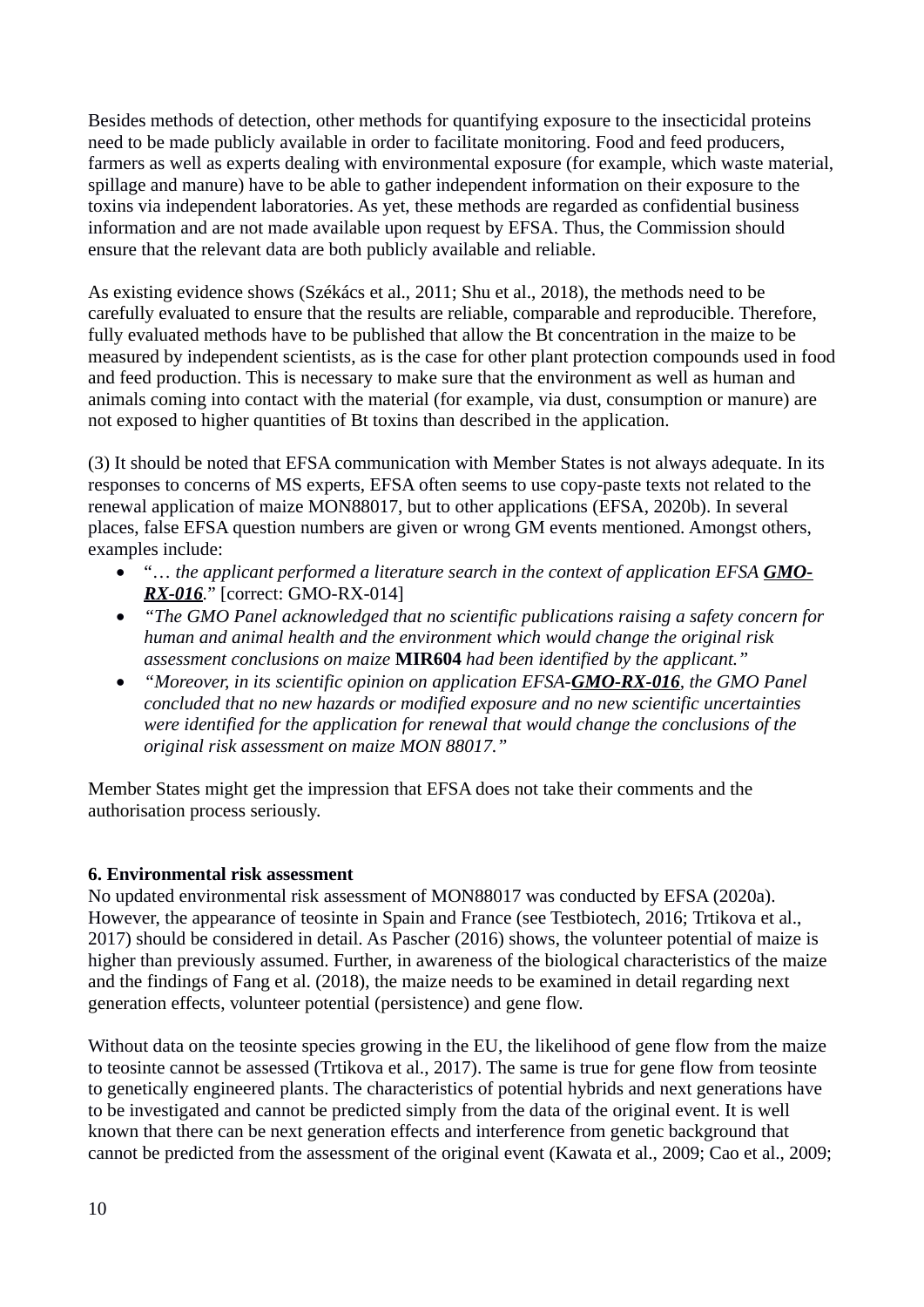Besides methods of detection, other methods for quantifying exposure to the insecticidal proteins need to be made publicly available in order to facilitate monitoring. Food and feed producers, farmers as well as experts dealing with environmental exposure (for example, which waste material, spillage and manure) have to be able to gather independent information on their exposure to the toxins via independent laboratories. As yet, these methods are regarded as confidential business information and are not made available upon request by EFSA. Thus, the Commission should ensure that the relevant data are both publicly available and reliable.

As existing evidence shows (Székács et al., 2011; Shu et al., 2018), the methods need to be carefully evaluated to ensure that the results are reliable, comparable and reproducible. Therefore, fully evaluated methods have to be published that allow the Bt concentration in the maize to be measured by independent scientists, as is the case for other plant protection compounds used in food and feed production. This is necessary to make sure that the environment as well as human and animals coming into contact with the material (for example, via dust, consumption or manure) are not exposed to higher quantities of Bt toxins than described in the application.

(3) It should be noted that EFSA communication with Member States is not always adequate. In its responses to concerns of MS experts, EFSA often seems to use copy-paste texts not related to the renewal application of maize MON88017, but to other applications (EFSA, 2020b). In several places, false EFSA question numbers are given or wrong GM events mentioned. Amongst others, examples include:

- "*… the applicant performed a literature search in the context of application EFSA* ***GMO-RX-016****.*" [correct: GMO-RX-014]
- *"The GMO Panel acknowledged that no scientific publications raising a safety concern for human and animal health and the environment which would change the original risk assessment conclusions on maize* **MIR604** *had been identified by the applicant."*
- *"Moreover, in its scientific opinion on application EFSA-****GMO-RX-016****, the GMO Panel concluded that no new hazards or modified exposure and no new scientific uncertainties were identified for the application for renewal that would change the conclusions of the original risk assessment on maize MON 88017."*

Member States might get the impression that EFSA does not take their comments and the authorisation process seriously.

**6. Environmental risk assessment**

No updated environmental risk assessment of MON88017 was conducted by EFSA (2020a). However, the appearance of teosinte in Spain and France (see Testbiotech, 2016; Trtikova et al., 2017) should be considered in detail. As Pascher (2016) shows, the volunteer potential of maize is higher than previously assumed. Further, in awareness of the biological characteristics of the maize and the findings of Fang et al. (2018), the maize needs to be examined in detail regarding next generation effects, volunteer potential (persistence) and gene flow.

Without data on the teosinte species growing in the EU, the likelihood of gene flow from the maize to teosinte cannot be assessed (Trtikova et al., 2017). The same is true for gene flow from teosinte to genetically engineered plants. The characteristics of potential hybrids and next generations have to be investigated and cannot be predicted simply from the data of the original event. It is well known that there can be next generation effects and interference from genetic background that cannot be predicted from the assessment of the original event (Kawata et al., 2009; Cao et al., 2009;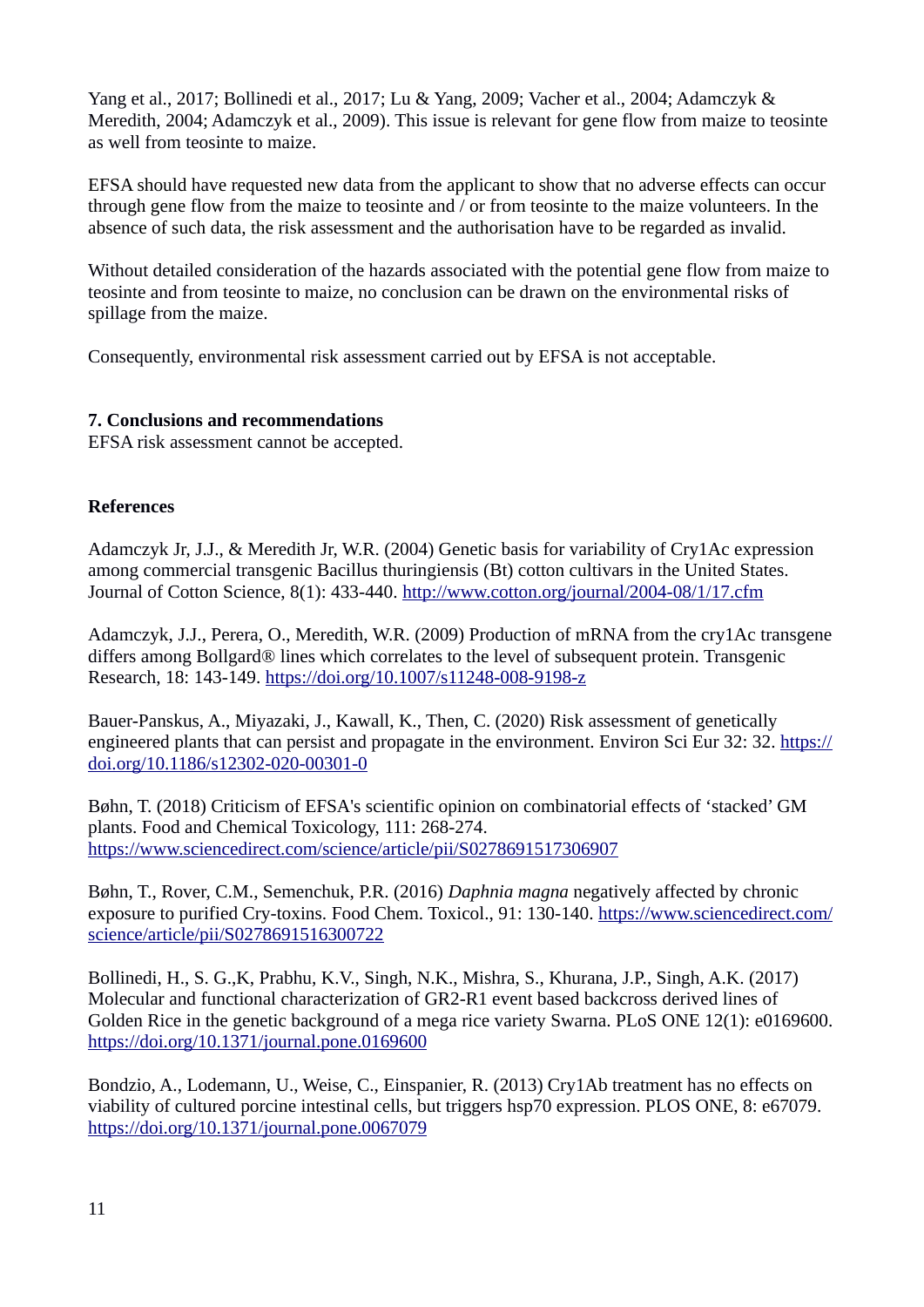Yang et al., 2017; Bollinedi et al., 2017; Lu & Yang, 2009; Vacher et al., 2004; Adamczyk & Meredith, 2004; Adamczyk et al., 2009). This issue is relevant for gene flow from maize to teosinte as well from teosinte to maize.

EFSA should have requested new data from the applicant to show that no adverse effects can occur through gene flow from the maize to teosinte and / or from teosinte to the maize volunteers. In the absence of such data, the risk assessment and the authorisation have to be regarded as invalid.

Without detailed consideration of the hazards associated with the potential gene flow from maize to teosinte and from teosinte to maize, no conclusion can be drawn on the environmental risks of spillage from the maize.

Consequently, environmental risk assessment carried out by EFSA is not acceptable.

## 7. Conclusions and recommendations

EFSA risk assessment cannot be accepted.

## References

Adamczyk Jr, J.J., & Meredith Jr, W.R. (2004) Genetic basis for variability of Cry1Ac expression among commercial transgenic Bacillus thuringiensis (Bt) cotton cultivars in the United States. Journal of Cotton Science, 8(1): 433-440. http://www.cotton.org/journal/2004-08/1/17.cfm

Adamczyk, J.J., Perera, O., Meredith, W.R. (2009) Production of mRNA from the cry1Ac transgene differs among Bollgard® lines which correlates to the level of subsequent protein. Transgenic Research, 18: 143-149. https://doi.org/10.1007/s11248-008-9198-z

Bauer-Panskus, A., Miyazaki, J., Kawall, K., Then, C. (2020) Risk assessment of genetically engineered plants that can persist and propagate in the environment. Environ Sci Eur 32: 32. https://doi.org/10.1186/s12302-020-00301-0

Bøhn, T. (2018) Criticism of EFSA's scientific opinion on combinatorial effects of 'stacked' GM plants. Food and Chemical Toxicology, 111: 268-274. https://www.sciencedirect.com/science/article/pii/S0278691517306907

Bøhn, T., Rover, C.M., Semenchuk, P.R. (2016) *Daphnia magna* negatively affected by chronic exposure to purified Cry-toxins. Food Chem. Toxicol., 91: 130-140. https://www.sciencedirect.com/science/article/pii/S0278691516300722

Bollinedi, H., S. G.,K, Prabhu, K.V., Singh, N.K., Mishra, S., Khurana, J.P., Singh, A.K. (2017) Molecular and functional characterization of GR2-R1 event based backcross derived lines of Golden Rice in the genetic background of a mega rice variety Swarna. PLoS ONE 12(1): e0169600. https://doi.org/10.1371/journal.pone.0169600

Bondzio, A., Lodemann, U., Weise, C., Einspanier, R. (2013) Cry1Ab treatment has no effects on viability of cultured porcine intestinal cells, but triggers hsp70 expression. PLOS ONE, 8: e67079. https://doi.org/10.1371/journal.pone.0067079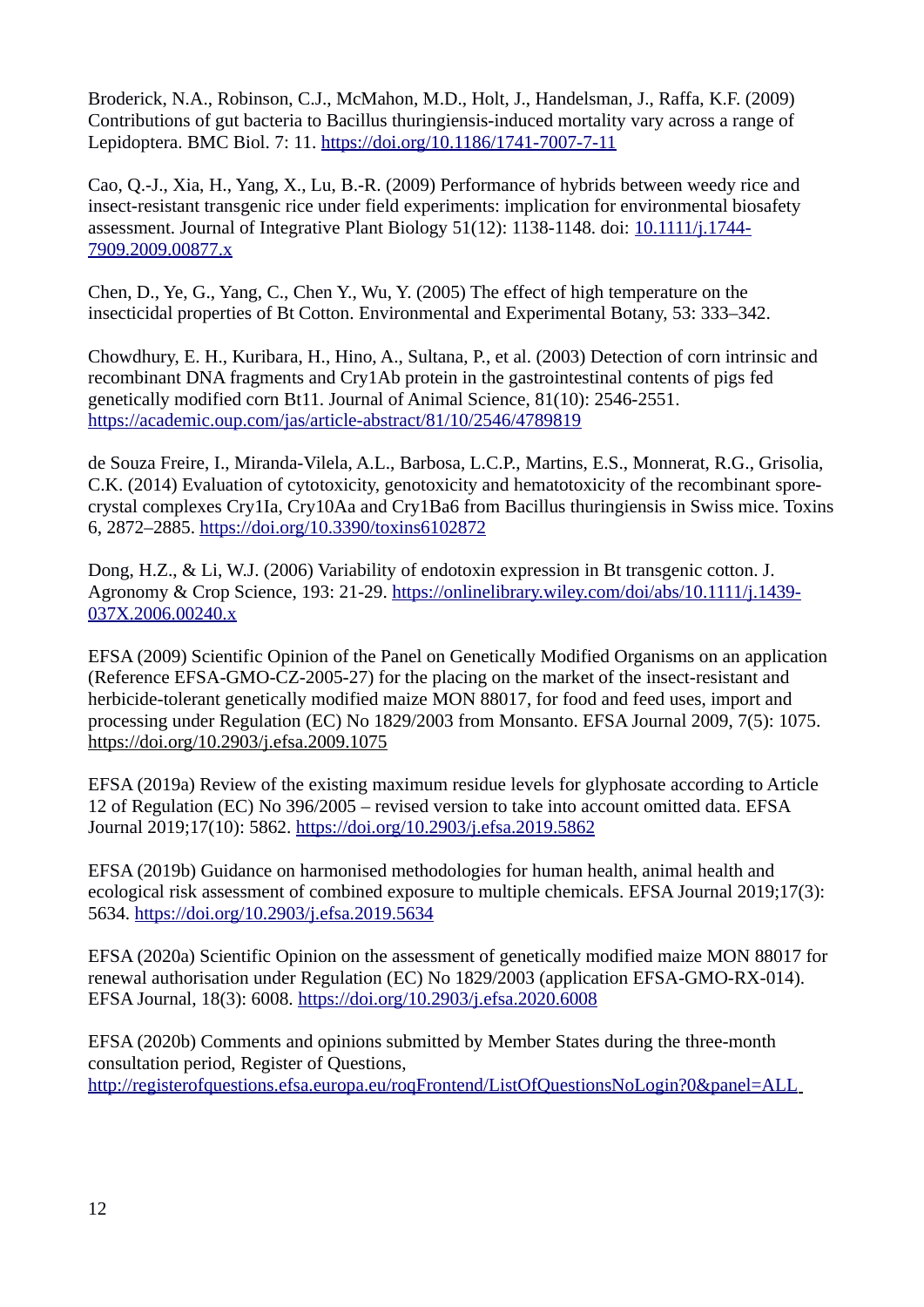Broderick, N.A., Robinson, C.J., McMahon, M.D., Holt, J., Handelsman, J., Raffa, K.F. (2009) Contributions of gut bacteria to Bacillus thuringiensis-induced mortality vary across a range of Lepidoptera. BMC Biol. 7: 11. https://doi.org/10.1186/1741-7007-7-11

Cao, Q.-J., Xia, H., Yang, X., Lu, B.-R. (2009) Performance of hybrids between weedy rice and insect-resistant transgenic rice under field experiments: implication for environmental biosafety assessment. Journal of Integrative Plant Biology 51(12): 1138-1148. doi: 10.1111/j.1744-7909.2009.00877.x

Chen, D., Ye, G., Yang, C., Chen Y., Wu, Y. (2005) The effect of high temperature on the insecticidal properties of Bt Cotton. Environmental and Experimental Botany, 53: 333–342.

Chowdhury, E. H., Kuribara, H., Hino, A., Sultana, P., et al. (2003) Detection of corn intrinsic and recombinant DNA fragments and Cry1Ab protein in the gastrointestinal contents of pigs fed genetically modified corn Bt11. Journal of Animal Science, 81(10): 2546-2551. https://academic.oup.com/jas/article-abstract/81/10/2546/4789819

de Souza Freire, I., Miranda-Vilela, A.L., Barbosa, L.C.P., Martins, E.S., Monnerat, R.G., Grisolia, C.K. (2014) Evaluation of cytotoxicity, genotoxicity and hematotoxicity of the recombinant spore-crystal complexes Cry1Ia, Cry10Aa and Cry1Ba6 from Bacillus thuringiensis in Swiss mice. Toxins 6, 2872–2885. https://doi.org/10.3390/toxins6102872

Dong, H.Z., & Li, W.J. (2006) Variability of endotoxin expression in Bt transgenic cotton. J. Agronomy & Crop Science, 193: 21-29. https://onlinelibrary.wiley.com/doi/abs/10.1111/j.1439-037X.2006.00240.x

EFSA (2009) Scientific Opinion of the Panel on Genetically Modified Organisms on an application (Reference EFSA-GMO-CZ-2005-27) for the placing on the market of the insect-resistant and herbicide-tolerant genetically modified maize MON 88017, for food and feed uses, import and processing under Regulation (EC) No 1829/2003 from Monsanto. EFSA Journal 2009, 7(5): 1075. https://doi.org/10.2903/j.efsa.2009.1075

EFSA (2019a) Review of the existing maximum residue levels for glyphosate according to Article 12 of Regulation (EC) No 396/2005 – revised version to take into account omitted data. EFSA Journal 2019;17(10): 5862. https://doi.org/10.2903/j.efsa.2019.5862

EFSA (2019b) Guidance on harmonised methodologies for human health, animal health and ecological risk assessment of combined exposure to multiple chemicals. EFSA Journal 2019;17(3): 5634. https://doi.org/10.2903/j.efsa.2019.5634

EFSA (2020a) Scientific Opinion on the assessment of genetically modified maize MON 88017 for renewal authorisation under Regulation (EC) No 1829/2003 (application EFSA-GMO-RX-014). EFSA Journal, 18(3): 6008. https://doi.org/10.2903/j.efsa.2020.6008

EFSA (2020b) Comments and opinions submitted by Member States during the three-month consultation period, Register of Questions, http://registerofquestions.efsa.europa.eu/roqFrontend/ListOfQuestionsNoLogin?0&panel=ALL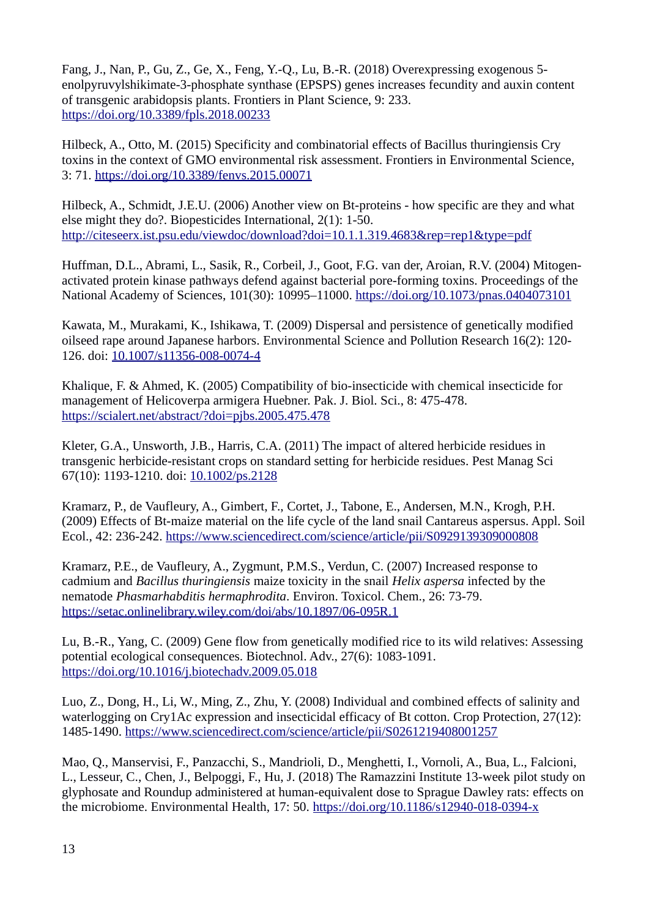Fang, J., Nan, P., Gu, Z., Ge, X., Feng, Y.-Q., Lu, B.-R. (2018) Overexpressing exogenous 5-enolpyruvylshikimate-3-phosphate synthase (EPSPS) genes increases fecundity and auxin content of transgenic arabidopsis plants. Frontiers in Plant Science, 9: 233. https://doi.org/10.3389/fpls.2018.00233

Hilbeck, A., Otto, M. (2015) Specificity and combinatorial effects of Bacillus thuringiensis Cry toxins in the context of GMO environmental risk assessment. Frontiers in Environmental Science, 3: 71. https://doi.org/10.3389/fenvs.2015.00071

Hilbeck, A., Schmidt, J.E.U. (2006) Another view on Bt-proteins - how specific are they and what else might they do?. Biopesticides International, 2(1): 1-50. http://citeseerx.ist.psu.edu/viewdoc/download?doi=10.1.1.319.4683&rep=rep1&type=pdf

Huffman, D.L., Abrami, L., Sasik, R., Corbeil, J., Goot, F.G. van der, Aroian, R.V. (2004) Mitogen-activated protein kinase pathways defend against bacterial pore-forming toxins. Proceedings of the National Academy of Sciences, 101(30): 10995–11000. https://doi.org/10.1073/pnas.0404073101

Kawata, M., Murakami, K., Ishikawa, T. (2009) Dispersal and persistence of genetically modified oilseed rape around Japanese harbors. Environmental Science and Pollution Research 16(2): 120-126. doi: 10.1007/s11356-008-0074-4

Khalique, F. & Ahmed, K. (2005) Compatibility of bio-insecticide with chemical insecticide for management of Helicoverpa armigera Huebner. Pak. J. Biol. Sci., 8: 475-478. https://scialert.net/abstract/?doi=pjbs.2005.475.478

Kleter, G.A., Unsworth, J.B., Harris, C.A. (2011) The impact of altered herbicide residues in transgenic herbicide-resistant crops on standard setting for herbicide residues. Pest Manag Sci 67(10): 1193-1210. doi: 10.1002/ps.2128

Kramarz, P., de Vaufleury, A., Gimbert, F., Cortet, J., Tabone, E., Andersen, M.N., Krogh, P.H. (2009) Effects of Bt-maize material on the life cycle of the land snail Cantareus aspersus. Appl. Soil Ecol., 42: 236-242. https://www.sciencedirect.com/science/article/pii/S0929139309000808

Kramarz, P.E., de Vaufleury, A., Zygmunt, P.M.S., Verdun, C. (2007) Increased response to cadmium and *Bacillus thuringiensis* maize toxicity in the snail *Helix aspersa* infected by the nematode *Phasmarhabditis hermaphrodita*. Environ. Toxicol. Chem., 26: 73-79. https://setac.onlinelibrary.wiley.com/doi/abs/10.1897/06-095R.1

Lu, B.-R., Yang, C. (2009) Gene flow from genetically modified rice to its wild relatives: Assessing potential ecological consequences. Biotechnol. Adv., 27(6): 1083-1091. https://doi.org/10.1016/j.biotechadv.2009.05.018

Luo, Z., Dong, H., Li, W., Ming, Z., Zhu, Y. (2008) Individual and combined effects of salinity and waterlogging on Cry1Ac expression and insecticidal efficacy of Bt cotton. Crop Protection, 27(12): 1485-1490. https://www.sciencedirect.com/science/article/pii/S0261219408001257

Mao, Q., Manservisi, F., Panzacchi, S., Mandrioli, D., Menghetti, I., Vornoli, A., Bua, L., Falcioni, L., Lesseur, C., Chen, J., Belpoggi, F., Hu, J. (2018) The Ramazzini Institute 13-week pilot study on glyphosate and Roundup administered at human-equivalent dose to Sprague Dawley rats: effects on the microbiome. Environmental Health, 17: 50. https://doi.org/10.1186/s12940-018-0394-x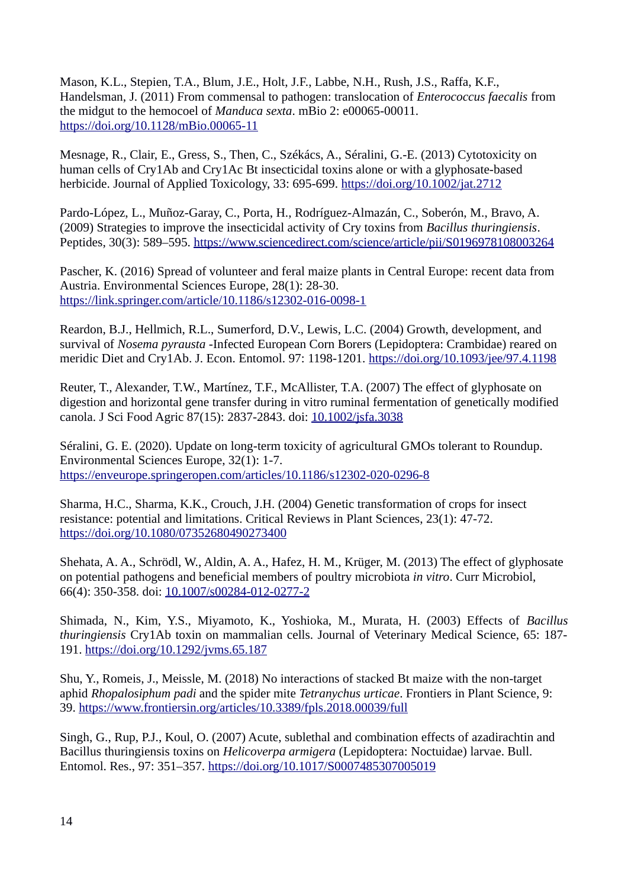Mason, K.L., Stepien, T.A., Blum, J.E., Holt, J.F., Labbe, N.H., Rush, J.S., Raffa, K.F., Handelsman, J. (2011) From commensal to pathogen: translocation of *Enterococcus faecalis* from the midgut to the hemocoel of *Manduca sexta*. mBio 2: e00065-00011. https://doi.org/10.1128/mBio.00065-11

Mesnage, R., Clair, E., Gress, S., Then, C., Székács, A., Séralini, G.-E. (2013) Cytotoxicity on human cells of Cry1Ab and Cry1Ac Bt insecticidal toxins alone or with a glyphosate-based herbicide. Journal of Applied Toxicology, 33: 695-699. https://doi.org/10.1002/jat.2712

Pardo-López, L., Muñoz-Garay, C., Porta, H., Rodríguez-Almazán, C., Soberón, M., Bravo, A. (2009) Strategies to improve the insecticidal activity of Cry toxins from *Bacillus thuringiensis*. Peptides, 30(3): 589–595. https://www.sciencedirect.com/science/article/pii/S0196978108003264

Pascher, K. (2016) Spread of volunteer and feral maize plants in Central Europe: recent data from Austria. Environmental Sciences Europe, 28(1): 28-30. https://link.springer.com/article/10.1186/s12302-016-0098-1

Reardon, B.J., Hellmich, R.L., Sumerford, D.V., Lewis, L.C. (2004) Growth, development, and survival of *Nosema pyrausta* -Infected European Corn Borers (Lepidoptera: Crambidae) reared on meridic Diet and Cry1Ab. J. Econ. Entomol. 97: 1198-1201. https://doi.org/10.1093/jee/97.4.1198

Reuter, T., Alexander, T.W., Martínez, T.F., McAllister, T.A. (2007) The effect of glyphosate on digestion and horizontal gene transfer during in vitro ruminal fermentation of genetically modified canola. J Sci Food Agric 87(15): 2837-2843. doi: 10.1002/jsfa.3038

Séralini, G. E. (2020). Update on long-term toxicity of agricultural GMOs tolerant to Roundup. Environmental Sciences Europe, 32(1): 1-7. https://enveurope.springeropen.com/articles/10.1186/s12302-020-0296-8

Sharma, H.C., Sharma, K.K., Crouch, J.H. (2004) Genetic transformation of crops for insect resistance: potential and limitations. Critical Reviews in Plant Sciences, 23(1): 47-72. https://doi.org/10.1080/07352680490273400

Shehata, A. A., Schrödl, W., Aldin, A. A., Hafez, H. M., Krüger, M. (2013) The effect of glyphosate on potential pathogens and beneficial members of poultry microbiota *in vitro*. Curr Microbiol, 66(4): 350-358. doi: 10.1007/s00284-012-0277-2

Shimada, N., Kim, Y.S., Miyamoto, K., Yoshioka, M., Murata, H. (2003) Effects of *Bacillus thuringiensis* Cry1Ab toxin on mammalian cells. Journal of Veterinary Medical Science, 65: 187-191. https://doi.org/10.1292/jvms.65.187

Shu, Y., Romeis, J., Meissle, M. (2018) No interactions of stacked Bt maize with the non-target aphid *Rhopalosiphum padi* and the spider mite *Tetranychus urticae*. Frontiers in Plant Science, 9: 39. https://www.frontiersin.org/articles/10.3389/fpls.2018.00039/full

Singh, G., Rup, P.J., Koul, O. (2007) Acute, sublethal and combination effects of azadirachtin and Bacillus thuringiensis toxins on *Helicoverpa armigera* (Lepidoptera: Noctuidae) larvae. Bull. Entomol. Res., 97: 351–357. https://doi.org/10.1017/S0007485307005019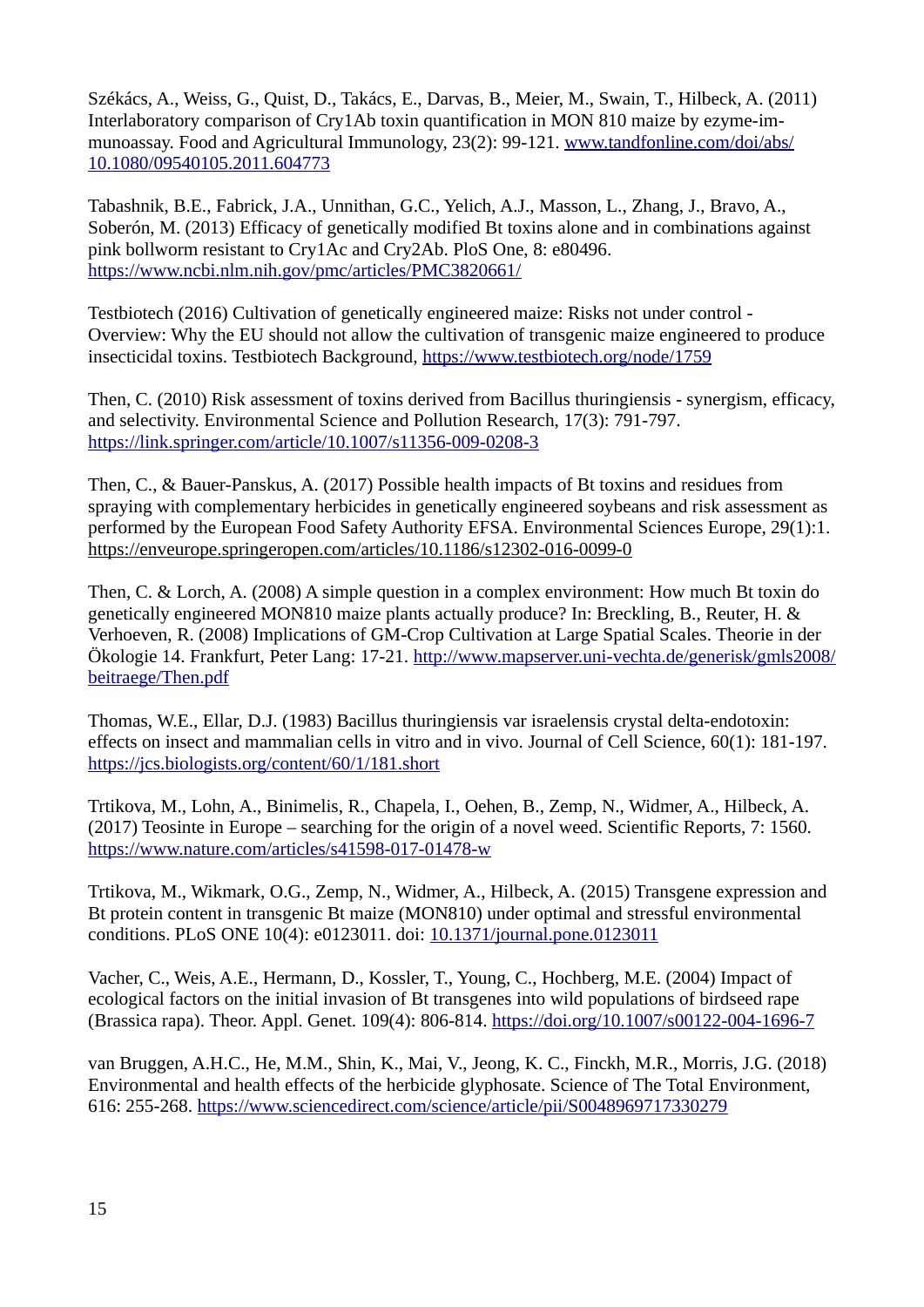Székács, A., Weiss, G., Quist, D., Takács, E., Darvas, B., Meier, M., Swain, T., Hilbeck, A. (2011) Interlaboratory comparison of Cry1Ab toxin quantification in MON 810 maize by ezyme-immunoassay. Food and Agricultural Immunology, 23(2): 99-121. [www.tandfonline.com/doi/abs/10.1080/09540105.2011.604773](www.tandfonline.com/doi/abs/10.1080/09540105.2011.604773)

Tabashnik, B.E., Fabrick, J.A., Unnithan, G.C., Yelich, A.J., Masson, L., Zhang, J., Bravo, A., Soberón, M. (2013) Efficacy of genetically modified Bt toxins alone and in combinations against pink bollworm resistant to Cry1Ac and Cry2Ab. PloS One, 8: e80496. https://www.ncbi.nlm.nih.gov/pmc/articles/PMC3820661/

Testbiotech (2016) Cultivation of genetically engineered maize: Risks not under control - Overview: Why the EU should not allow the cultivation of transgenic maize engineered to produce insecticidal toxins. Testbiotech Background, https://www.testbiotech.org/node/1759

Then, C. (2010) Risk assessment of toxins derived from Bacillus thuringiensis - synergism, efficacy, and selectivity. Environmental Science and Pollution Research, 17(3): 791-797. https://link.springer.com/article/10.1007/s11356-009-0208-3

Then, C., & Bauer-Panskus, A. (2017) Possible health impacts of Bt toxins and residues from spraying with complementary herbicides in genetically engineered soybeans and risk assessment as performed by the European Food Safety Authority EFSA. Environmental Sciences Europe, 29(1):1. https://enveurope.springeropen.com/articles/10.1186/s12302-016-0099-0

Then, C. & Lorch, A. (2008) A simple question in a complex environment: How much Bt toxin do genetically engineered MON810 maize plants actually produce? In: Breckling, B., Reuter, H. & Verhoeven, R. (2008) Implications of GM-Crop Cultivation at Large Spatial Scales. Theorie in der Ökologie 14. Frankfurt, Peter Lang: 17-21. http://www.mapserver.uni-vechta.de/generisk/gmls2008/beitraege/Then.pdf

Thomas, W.E., Ellar, D.J. (1983) Bacillus thuringiensis var israelensis crystal delta-endotoxin: effects on insect and mammalian cells in vitro and in vivo. Journal of Cell Science, 60(1): 181-197. https://jcs.biologists.org/content/60/1/181.short

Trtikova, M., Lohn, A., Binimelis, R., Chapela, I., Oehen, B., Zemp, N., Widmer, A., Hilbeck, A. (2017) Teosinte in Europe – searching for the origin of a novel weed. Scientific Reports, 7: 1560. https://www.nature.com/articles/s41598-017-01478-w

Trtikova, M., Wikmark, O.G., Zemp, N., Widmer, A., Hilbeck, A. (2015) Transgene expression and Bt protein content in transgenic Bt maize (MON810) under optimal and stressful environmental conditions. PLoS ONE 10(4): e0123011. doi: 10.1371/journal.pone.0123011

Vacher, C., Weis, A.E., Hermann, D., Kossler, T., Young, C., Hochberg, M.E. (2004) Impact of ecological factors on the initial invasion of Bt transgenes into wild populations of birdseed rape (Brassica rapa). Theor. Appl. Genet. 109(4): 806-814. https://doi.org/10.1007/s00122-004-1696-7

van Bruggen, A.H.C., He, M.M., Shin, K., Mai, V., Jeong, K. C., Finckh, M.R., Morris, J.G. (2018) Environmental and health effects of the herbicide glyphosate. Science of The Total Environment, 616: 255-268. https://www.sciencedirect.com/science/article/pii/S0048969717330279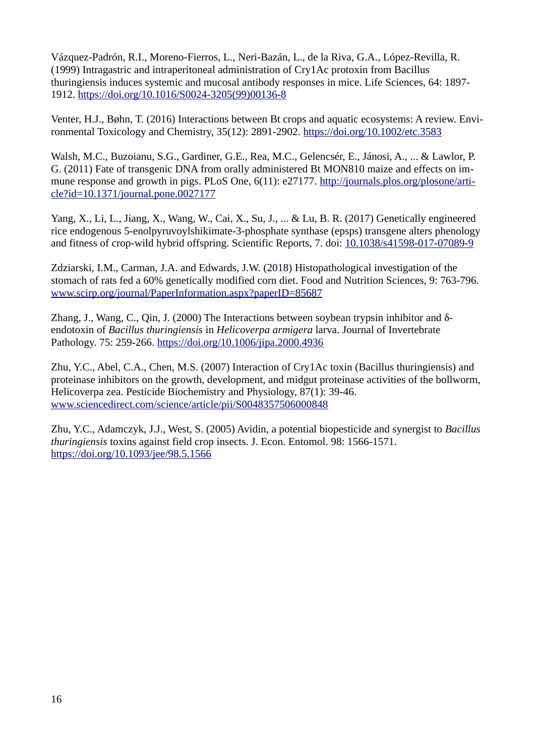Vázquez-Padrón, R.I., Moreno-Fierros, L., Neri-Bazán, L., de la Riva, G.A., López-Revilla, R. (1999) Intragastric and intraperitoneal administration of Cry1Ac protoxin from Bacillus thuringiensis induces systemic and mucosal antibody responses in mice. Life Sciences, 64: 1897-1912. https://doi.org/10.1016/S0024-3205(99)00136-8

Venter, H.J., Bøhn, T. (2016) Interactions between Bt crops and aquatic ecosystems: A review. Environmental Toxicology and Chemistry, 35(12): 2891-2902. https://doi.org/10.1002/etc.3583

Walsh, M.C., Buzoianu, S.G., Gardiner, G.E., Rea, M.C., Gelencsér, E., Jánosi, A., ... & Lawlor, P. G. (2011) Fate of transgenic DNA from orally administered Bt MON810 maize and effects on immune response and growth in pigs. PLoS One, 6(11): e27177. http://journals.plos.org/plosone/article?id=10.1371/journal.pone.0027177

Yang, X., Li, L., Jiang, X., Wang, W., Cai, X., Su, J., ... & Lu, B. R. (2017) Genetically engineered rice endogenous 5-enolpyruvoylshikimate-3-phosphate synthase (epsps) transgene alters phenology and fitness of crop-wild hybrid offspring. Scientific Reports, 7. doi: 10.1038/s41598-017-07089-9

Zdziarski, I.M., Carman, J.A. and Edwards, J.W. (2018) Histopathological investigation of the stomach of rats fed a 60% genetically modified corn diet. Food and Nutrition Sciences, 9: 763-796. www.scirp.org/journal/PaperInformation.aspx?paperID=85687

Zhang, J., Wang, C., Qin, J. (2000) The Interactions between soybean trypsin inhibitor and δ-endotoxin of *Bacillus thuringiensis* in *Helicoverpa armigera* larva. Journal of Invertebrate Pathology. 75: 259-266. https://doi.org/10.1006/jipa.2000.4936

Zhu, Y.C., Abel, C.A., Chen, M.S. (2007) Interaction of Cry1Ac toxin (Bacillus thuringiensis) and proteinase inhibitors on the growth, development, and midgut proteinase activities of the bollworm, Helicoverpa zea. Pesticide Biochemistry and Physiology, 87(1): 39-46. www.sciencedirect.com/science/article/pii/S0048357506000848

Zhu, Y.C., Adamczyk, J.J., West, S. (2005) Avidin, a potential biopesticide and synergist to *Bacillus thuringiensis* toxins against field crop insects. J. Econ. Entomol. 98: 1566-1571. https://doi.org/10.1093/jee/98.5.1566